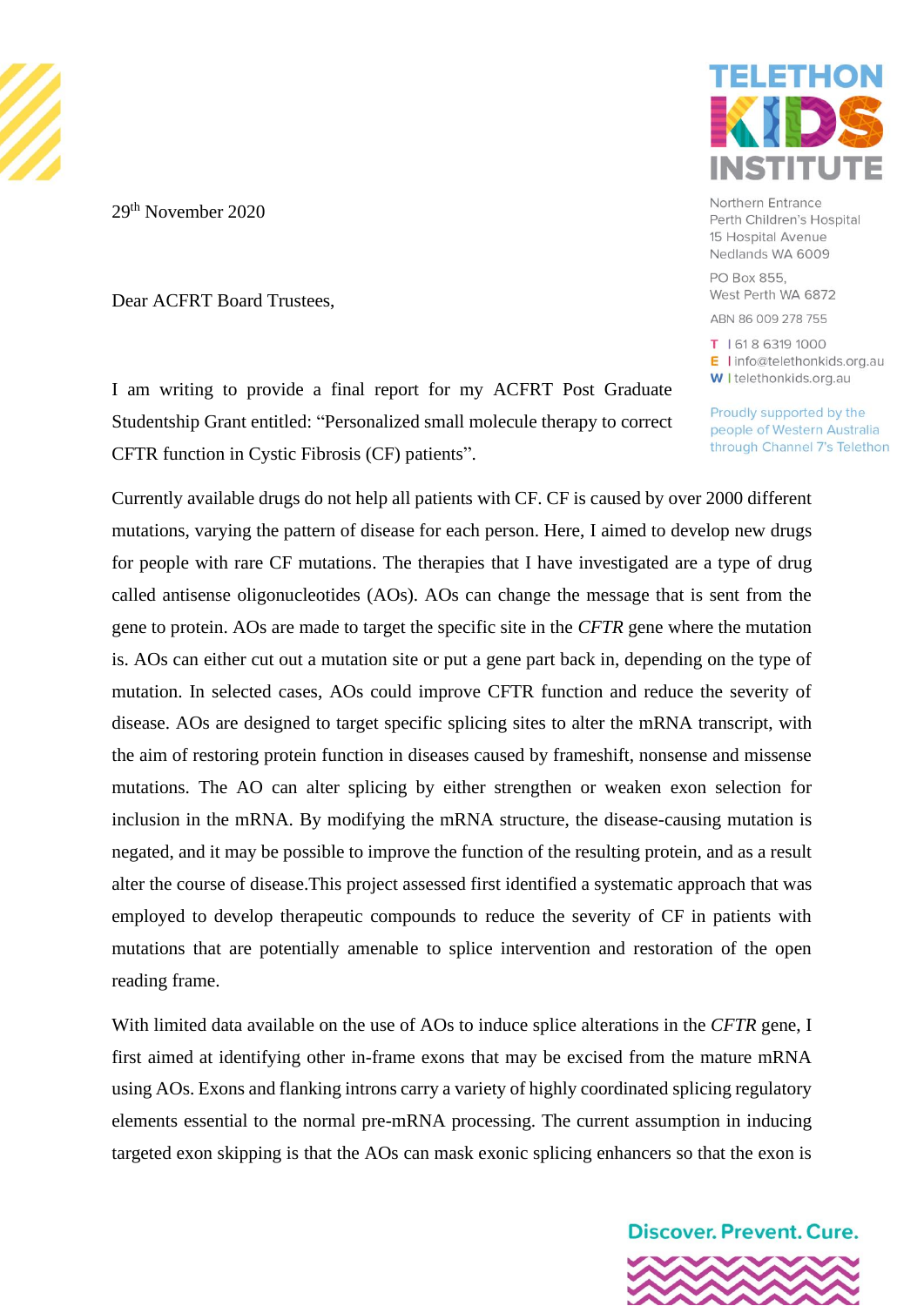Northern Entrance
Perth Children's Hospital
15 Hospital Avenue
Nedlands WA 6009

PO Box 855,
West Perth WA 6872

ABN 86 009 278 755

T | 61 8 6319 1000
E | info@telethonkids.org.au
W | telethonkids.org.au

Proudly supported by the people of Western Australia through Channel 7's Telethon

29th November 2020

Dear ACFRT Board Trustees,

I am writing to provide a final report for my ACFRT Post Graduate Studentship Grant entitled: "Personalized small molecule therapy to correct CFTR function in Cystic Fibrosis (CF) patients".

Currently available drugs do not help all patients with CF. CF is caused by over 2000 different mutations, varying the pattern of disease for each person. Here, I aimed to develop new drugs for people with rare CF mutations. The therapies that I have investigated are a type of drug called antisense oligonucleotides (AOs). AOs can change the message that is sent from the gene to protein. AOs are made to target the specific site in the *CFTR* gene where the mutation is. AOs can either cut out a mutation site or put a gene part back in, depending on the type of mutation. In selected cases, AOs could improve CFTR function and reduce the severity of disease. AOs are designed to target specific splicing sites to alter the mRNA transcript, with the aim of restoring protein function in diseases caused by frameshift, nonsense and missense mutations. The AO can alter splicing by either strengthen or weaken exon selection for inclusion in the mRNA. By modifying the mRNA structure, the disease-causing mutation is negated, and it may be possible to improve the function of the resulting protein, and as a result alter the course of disease.This project assessed first identified a systematic approach that was employed to develop therapeutic compounds to reduce the severity of CF in patients with mutations that are potentially amenable to splice intervention and restoration of the open reading frame.

With limited data available on the use of AOs to induce splice alterations in the *CFTR* gene, I first aimed at identifying other in-frame exons that may be excised from the mature mRNA using AOs. Exons and flanking introns carry a variety of highly coordinated splicing regulatory elements essential to the normal pre-mRNA processing. The current assumption in inducing targeted exon skipping is that the AOs can mask exonic splicing enhancers so that the exon is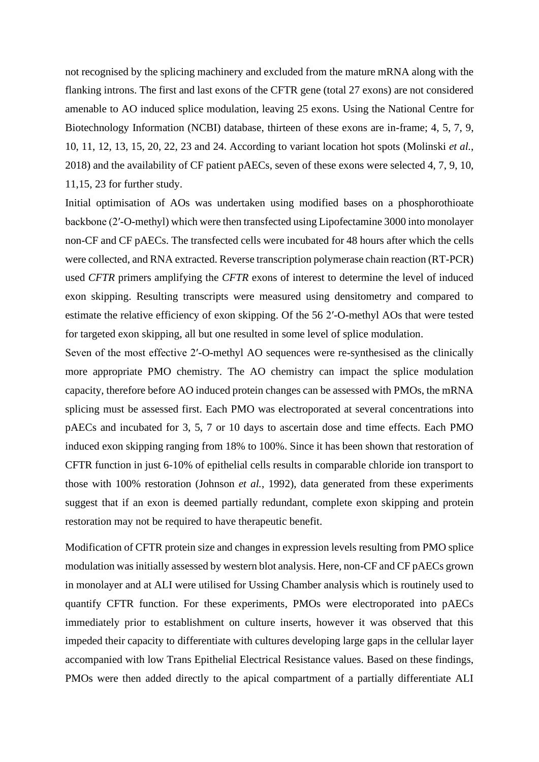not recognised by the splicing machinery and excluded from the mature mRNA along with the flanking introns. The first and last exons of the CFTR gene (total 27 exons) are not considered amenable to AO induced splice modulation, leaving 25 exons. Using the National Centre for Biotechnology Information (NCBI) database, thirteen of these exons are in-frame; 4, 5, 7, 9, 10, 11, 12, 13, 15, 20, 22, 23 and 24. According to variant location hot spots (Molinski *et al.*, 2018) and the availability of CF patient pAECs, seven of these exons were selected 4, 7, 9, 10, 11,15, 23 for further study.

Initial optimisation of AOs was undertaken using modified bases on a phosphorothioate backbone (2′-O-methyl) which were then transfected using Lipofectamine 3000 into monolayer non-CF and CF pAECs. The transfected cells were incubated for 48 hours after which the cells were collected, and RNA extracted. Reverse transcription polymerase chain reaction (RT-PCR) used *CFTR* primers amplifying the *CFTR* exons of interest to determine the level of induced exon skipping. Resulting transcripts were measured using densitometry and compared to estimate the relative efficiency of exon skipping. Of the 56 2′-O-methyl AOs that were tested for targeted exon skipping, all but one resulted in some level of splice modulation.

Seven of the most effective 2′-O-methyl AO sequences were re-synthesised as the clinically more appropriate PMO chemistry. The AO chemistry can impact the splice modulation capacity, therefore before AO induced protein changes can be assessed with PMOs, the mRNA splicing must be assessed first. Each PMO was electroporated at several concentrations into pAECs and incubated for 3, 5, 7 or 10 days to ascertain dose and time effects. Each PMO induced exon skipping ranging from 18% to 100%. Since it has been shown that restoration of CFTR function in just 6-10% of epithelial cells results in comparable chloride ion transport to those with 100% restoration (Johnson *et al.*, 1992), data generated from these experiments suggest that if an exon is deemed partially redundant, complete exon skipping and protein restoration may not be required to have therapeutic benefit.

Modification of CFTR protein size and changes in expression levels resulting from PMO splice modulation was initially assessed by western blot analysis. Here, non-CF and CF pAECs grown in monolayer and at ALI were utilised for Ussing Chamber analysis which is routinely used to quantify CFTR function. For these experiments, PMOs were electroporated into pAECs immediately prior to establishment on culture inserts, however it was observed that this impeded their capacity to differentiate with cultures developing large gaps in the cellular layer accompanied with low Trans Epithelial Electrical Resistance values. Based on these findings, PMOs were then added directly to the apical compartment of a partially differentiate ALI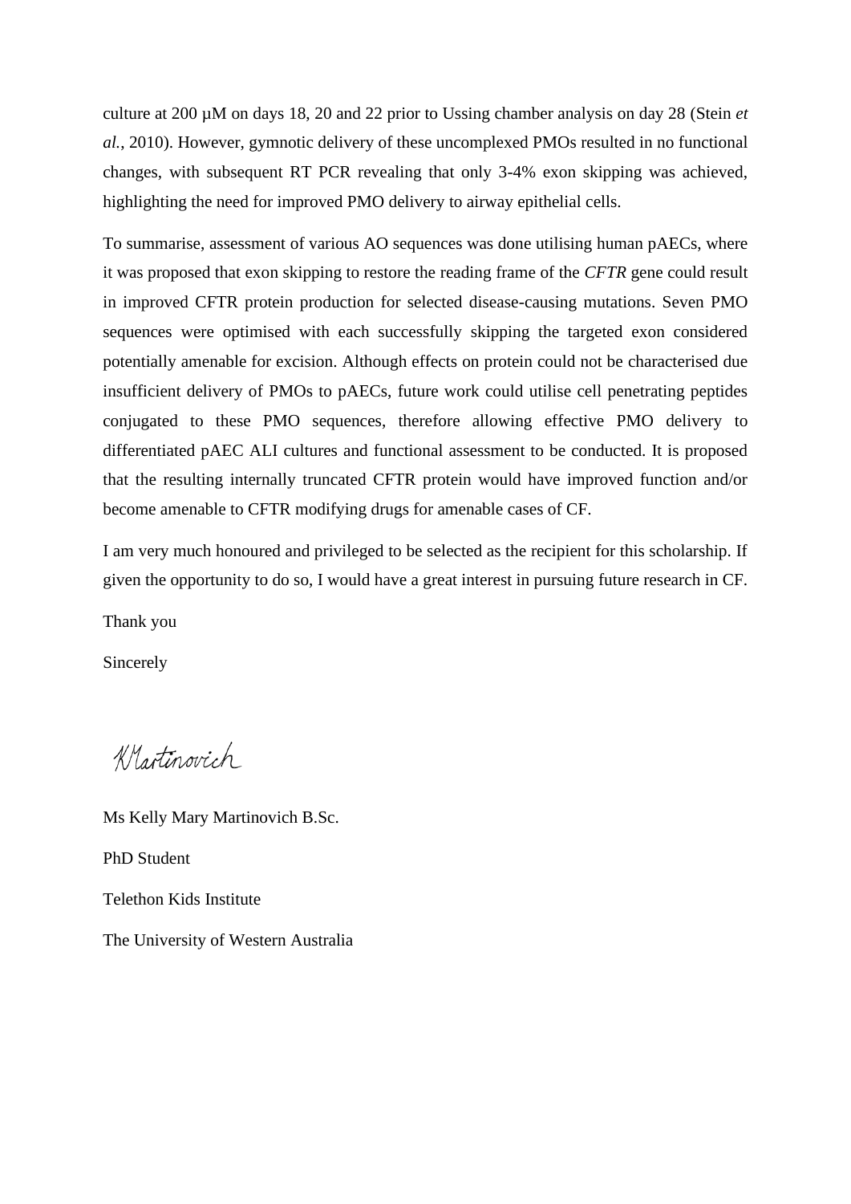culture at 200 µM on days 18, 20 and 22 prior to Ussing chamber analysis on day 28 (Stein *et al.*, 2010). However, gymnotic delivery of these uncomplexed PMOs resulted in no functional changes, with subsequent RT PCR revealing that only 3-4% exon skipping was achieved, highlighting the need for improved PMO delivery to airway epithelial cells.

To summarise, assessment of various AO sequences was done utilising human pAECs, where it was proposed that exon skipping to restore the reading frame of the *CFTR* gene could result in improved CFTR protein production for selected disease-causing mutations. Seven PMO sequences were optimised with each successfully skipping the targeted exon considered potentially amenable for excision. Although effects on protein could not be characterised due insufficient delivery of PMOs to pAECs, future work could utilise cell penetrating peptides conjugated to these PMO sequences, therefore allowing effective PMO delivery to differentiated pAEC ALI cultures and functional assessment to be conducted. It is proposed that the resulting internally truncated CFTR protein would have improved function and/or become amenable to CFTR modifying drugs for amenable cases of CF.

I am very much honoured and privileged to be selected as the recipient for this scholarship. If given the opportunity to do so, I would have a great interest in pursuing future research in CF.

Thank you

Sincerely

KMartinovich

Ms Kelly Mary Martinovich B.Sc.

PhD Student

Telethon Kids Institute

The University of Western Australia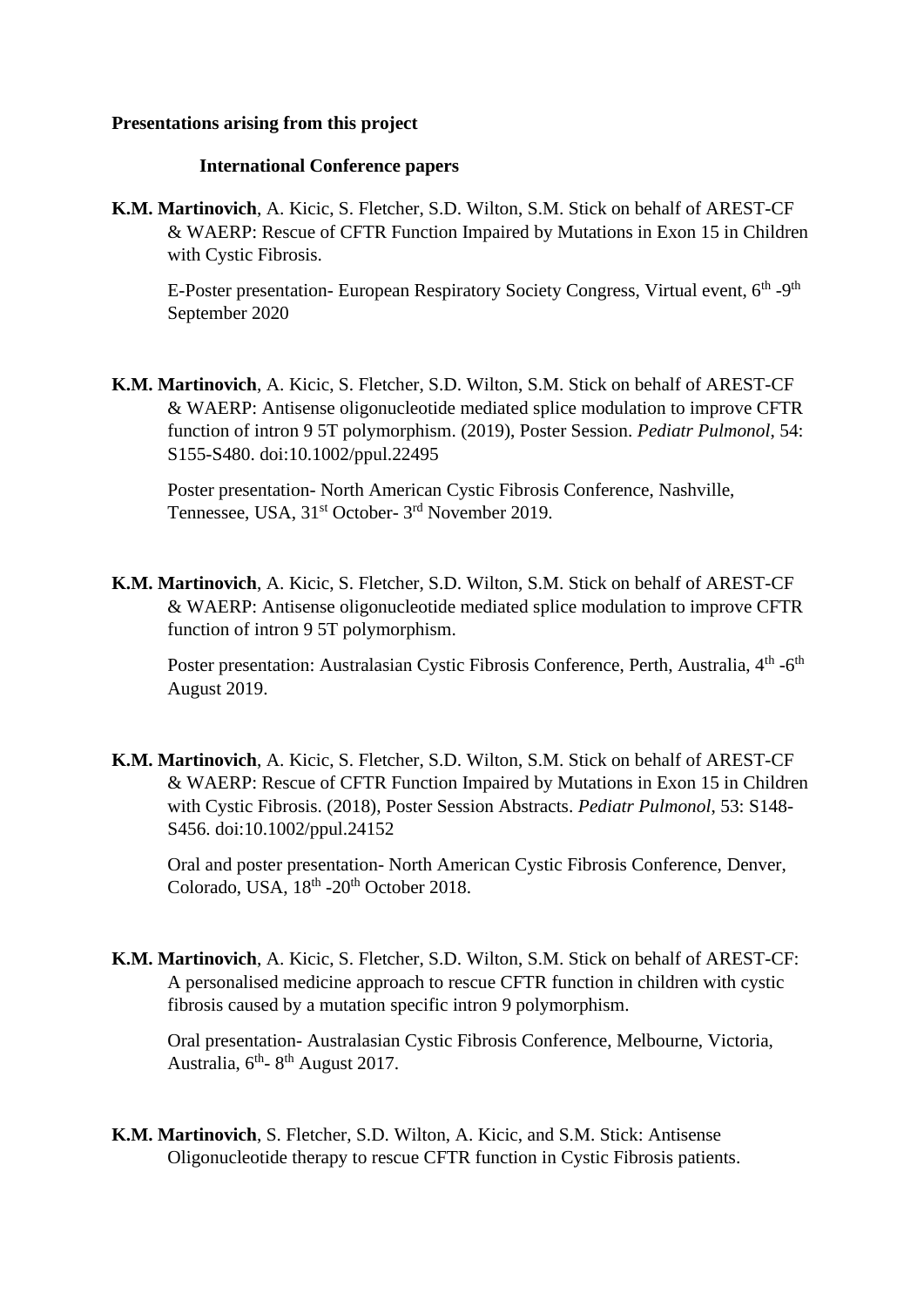**Presentations arising from this project**

**International Conference papers**

**K.M. Martinovich**, A. Kicic, S. Fletcher, S.D. Wilton, S.M. Stick on behalf of AREST-CF & WAERP: Rescue of CFTR Function Impaired by Mutations in Exon 15 in Children with Cystic Fibrosis.

E-Poster presentation- European Respiratory Society Congress, Virtual event, 6th -9th September 2020

**K.M. Martinovich**, A. Kicic, S. Fletcher, S.D. Wilton, S.M. Stick on behalf of AREST-CF & WAERP: Antisense oligonucleotide mediated splice modulation to improve CFTR function of intron 9 5T polymorphism. (2019), Poster Session. *Pediatr Pulmonol*, 54: S155-S480. doi:10.1002/ppul.22495

Poster presentation- North American Cystic Fibrosis Conference, Nashville, Tennessee, USA, 31st October- 3rd November 2019.

**K.M. Martinovich**, A. Kicic, S. Fletcher, S.D. Wilton, S.M. Stick on behalf of AREST-CF & WAERP: Antisense oligonucleotide mediated splice modulation to improve CFTR function of intron 9 5T polymorphism.

Poster presentation: Australasian Cystic Fibrosis Conference, Perth, Australia, 4th -6th August 2019.

**K.M. Martinovich**, A. Kicic, S. Fletcher, S.D. Wilton, S.M. Stick on behalf of AREST-CF & WAERP: Rescue of CFTR Function Impaired by Mutations in Exon 15 in Children with Cystic Fibrosis. (2018), Poster Session Abstracts. *Pediatr Pulmonol*, 53: S148-S456. doi:10.1002/ppul.24152

Oral and poster presentation- North American Cystic Fibrosis Conference, Denver, Colorado, USA, 18th -20th October 2018.

**K.M. Martinovich**, A. Kicic, S. Fletcher, S.D. Wilton, S.M. Stick on behalf of AREST-CF: A personalised medicine approach to rescue CFTR function in children with cystic fibrosis caused by a mutation specific intron 9 polymorphism.

Oral presentation- Australasian Cystic Fibrosis Conference, Melbourne, Victoria, Australia, 6th- 8th August 2017.

**K.M. Martinovich**, S. Fletcher, S.D. Wilton, A. Kicic, and S.M. Stick: Antisense Oligonucleotide therapy to rescue CFTR function in Cystic Fibrosis patients.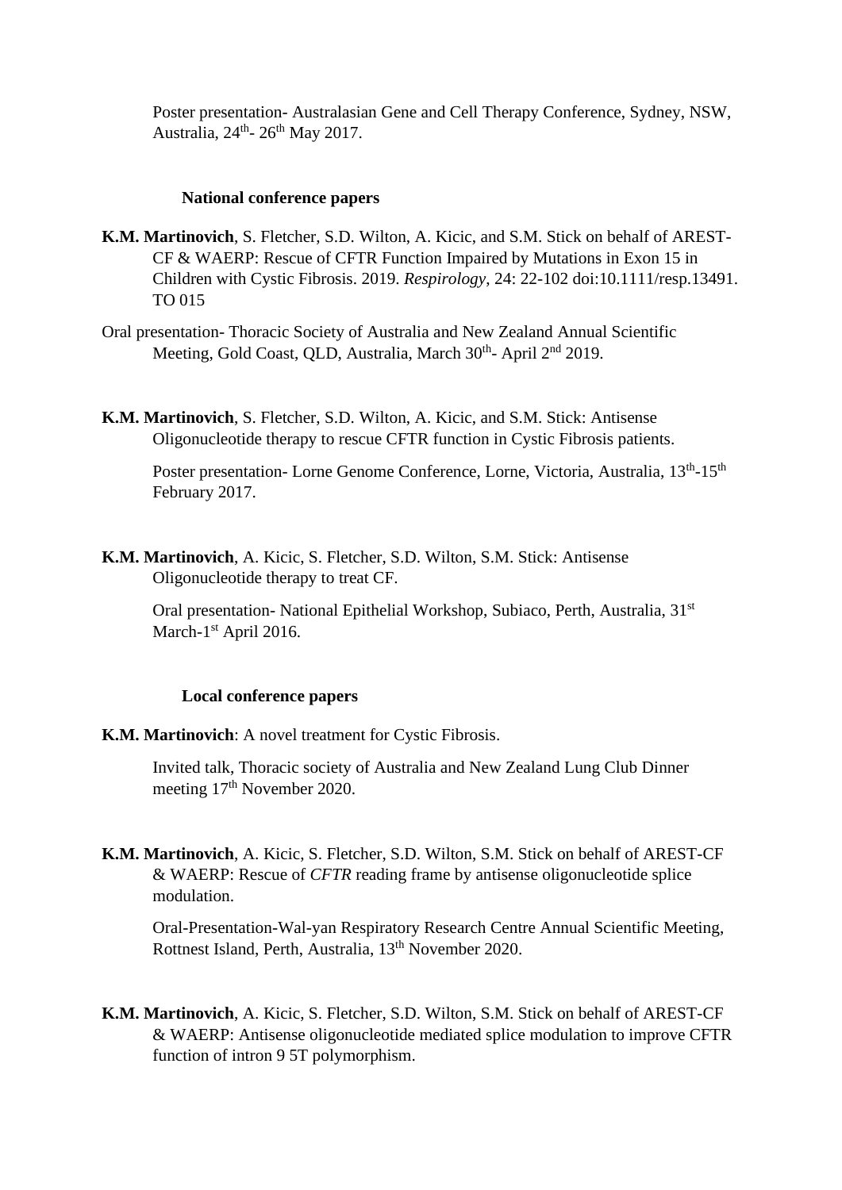Poster presentation- Australasian Gene and Cell Therapy Conference, Sydney, NSW, Australia, 24th- 26th May 2017.

### National conference papers

**K.M. Martinovich**, S. Fletcher, S.D. Wilton, A. Kicic, and S.M. Stick on behalf of AREST-CF & WAERP: Rescue of CFTR Function Impaired by Mutations in Exon 15 in Children with Cystic Fibrosis. 2019. *Respirology*, 24: 22-102 doi:10.1111/resp.13491. TO 015

Oral presentation- Thoracic Society of Australia and New Zealand Annual Scientific Meeting, Gold Coast, QLD, Australia, March 30th- April 2nd 2019.

**K.M. Martinovich**, S. Fletcher, S.D. Wilton, A. Kicic, and S.M. Stick: Antisense Oligonucleotide therapy to rescue CFTR function in Cystic Fibrosis patients.

Poster presentation- Lorne Genome Conference, Lorne, Victoria, Australia, 13th-15th February 2017.

**K.M. Martinovich**, A. Kicic, S. Fletcher, S.D. Wilton, S.M. Stick: Antisense Oligonucleotide therapy to treat CF.

Oral presentation- National Epithelial Workshop, Subiaco, Perth, Australia, 31st March-1st April 2016.

### Local conference papers

**K.M. Martinovich**: A novel treatment for Cystic Fibrosis.

Invited talk, Thoracic society of Australia and New Zealand Lung Club Dinner meeting 17th November 2020.

**K.M. Martinovich**, A. Kicic, S. Fletcher, S.D. Wilton, S.M. Stick on behalf of AREST-CF & WAERP: Rescue of *CFTR* reading frame by antisense oligonucleotide splice modulation.

Oral-Presentation-Wal-yan Respiratory Research Centre Annual Scientific Meeting, Rottnest Island, Perth, Australia, 13th November 2020.

**K.M. Martinovich**, A. Kicic, S. Fletcher, S.D. Wilton, S.M. Stick on behalf of AREST-CF & WAERP: Antisense oligonucleotide mediated splice modulation to improve CFTR function of intron 9 5T polymorphism.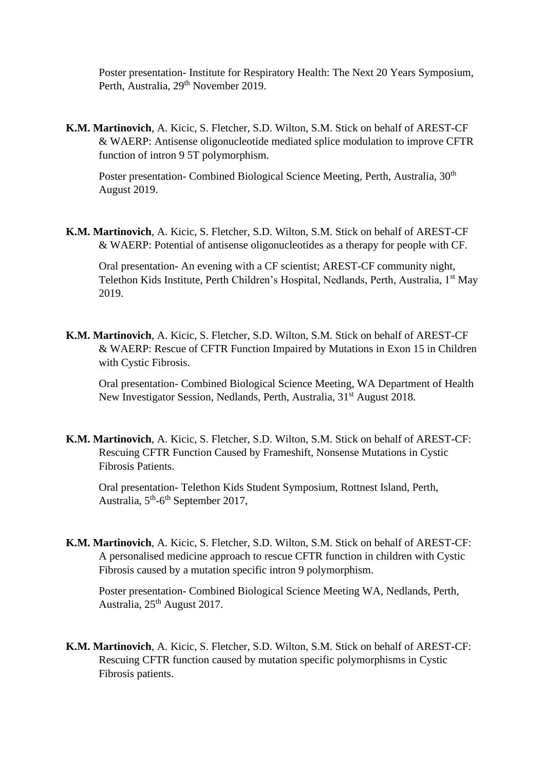Poster presentation- Institute for Respiratory Health: The Next 20 Years Symposium, Perth, Australia, 29th November 2019.

**K.M. Martinovich**, A. Kicic, S. Fletcher, S.D. Wilton, S.M. Stick on behalf of AREST-CF & WAERP: Antisense oligonucleotide mediated splice modulation to improve CFTR function of intron 9 5T polymorphism.

Poster presentation- Combined Biological Science Meeting, Perth, Australia, 30th August 2019.

**K.M. Martinovich**, A. Kicic, S. Fletcher, S.D. Wilton, S.M. Stick on behalf of AREST-CF & WAERP: Potential of antisense oligonucleotides as a therapy for people with CF.

Oral presentation- An evening with a CF scientist; AREST-CF community night, Telethon Kids Institute, Perth Children's Hospital, Nedlands, Perth, Australia, 1st May 2019.

**K.M. Martinovich**, A. Kicic, S. Fletcher, S.D. Wilton, S.M. Stick on behalf of AREST-CF & WAERP: Rescue of CFTR Function Impaired by Mutations in Exon 15 in Children with Cystic Fibrosis.

Oral presentation- Combined Biological Science Meeting, WA Department of Health New Investigator Session, Nedlands, Perth, Australia, 31st August 2018.

**K.M. Martinovich**, A. Kicic, S. Fletcher, S.D. Wilton, S.M. Stick on behalf of AREST-CF: Rescuing CFTR Function Caused by Frameshift, Nonsense Mutations in Cystic Fibrosis Patients.

Oral presentation- Telethon Kids Student Symposium, Rottnest Island, Perth, Australia, 5th-6th September 2017,

**K.M. Martinovich**, A. Kicic, S. Fletcher, S.D. Wilton, S.M. Stick on behalf of AREST-CF: A personalised medicine approach to rescue CFTR function in children with Cystic Fibrosis caused by a mutation specific intron 9 polymorphism.

Poster presentation- Combined Biological Science Meeting WA, Nedlands, Perth, Australia, 25th August 2017.

**K.M. Martinovich**, A. Kicic, S. Fletcher, S.D. Wilton, S.M. Stick on behalf of AREST-CF: Rescuing CFTR function caused by mutation specific polymorphisms in Cystic Fibrosis patients.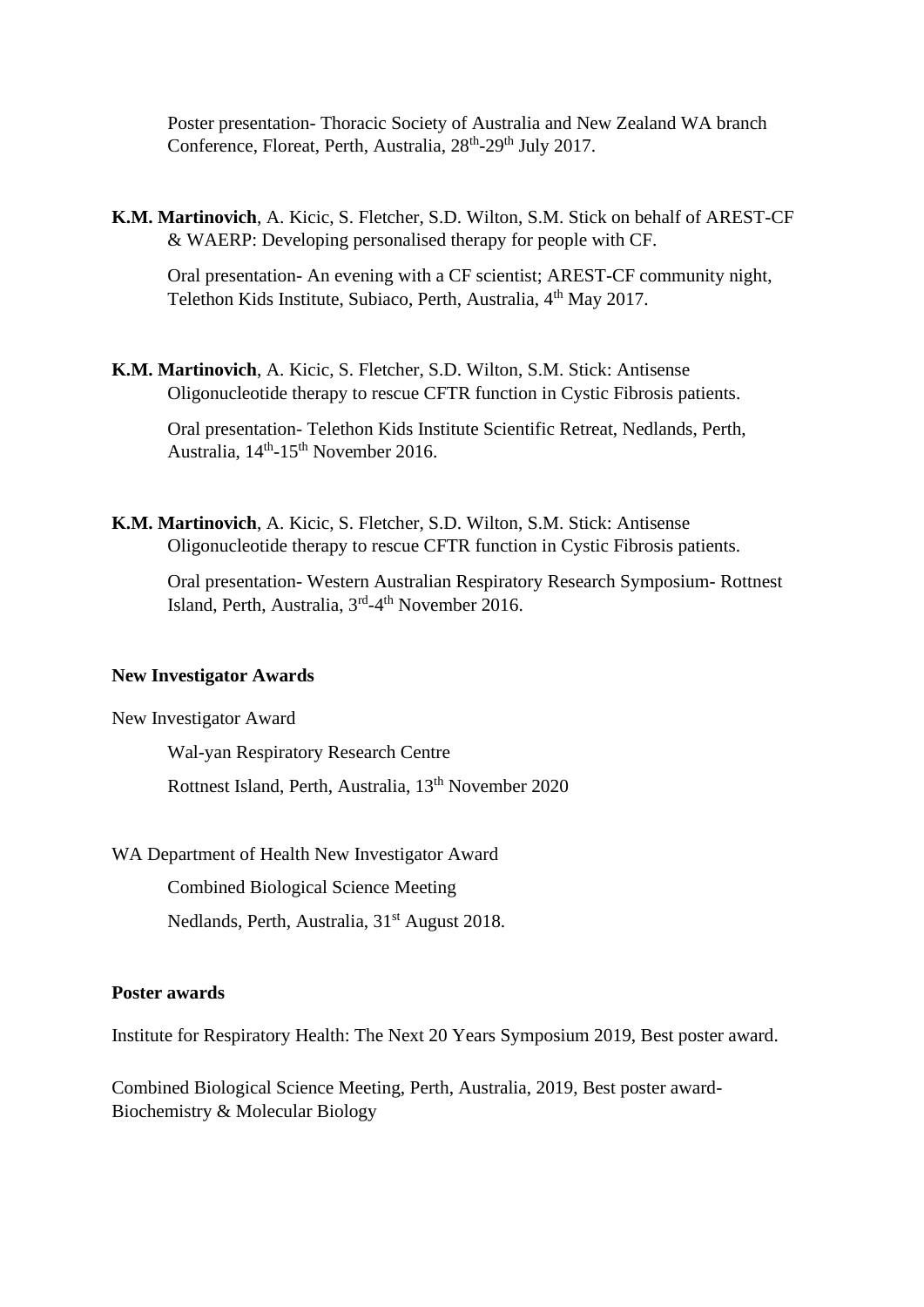Poster presentation- Thoracic Society of Australia and New Zealand WA branch Conference, Floreat, Perth, Australia, 28th-29th July 2017.

**K.M. Martinovich**, A. Kicic, S. Fletcher, S.D. Wilton, S.M. Stick on behalf of AREST-CF & WAERP: Developing personalised therapy for people with CF.

Oral presentation- An evening with a CF scientist; AREST-CF community night, Telethon Kids Institute, Subiaco, Perth, Australia, 4th May 2017.

**K.M. Martinovich**, A. Kicic, S. Fletcher, S.D. Wilton, S.M. Stick: Antisense Oligonucleotide therapy to rescue CFTR function in Cystic Fibrosis patients.

Oral presentation- Telethon Kids Institute Scientific Retreat, Nedlands, Perth, Australia, 14th-15th November 2016.

**K.M. Martinovich**, A. Kicic, S. Fletcher, S.D. Wilton, S.M. Stick: Antisense Oligonucleotide therapy to rescue CFTR function in Cystic Fibrosis patients.

Oral presentation- Western Australian Respiratory Research Symposium- Rottnest Island, Perth, Australia, 3rd-4th November 2016.

**New Investigator Awards**

New Investigator Award

Wal-yan Respiratory Research Centre

Rottnest Island, Perth, Australia, 13th November 2020

WA Department of Health New Investigator Award

Combined Biological Science Meeting

Nedlands, Perth, Australia, 31st August 2018.

**Poster awards**

Institute for Respiratory Health: The Next 20 Years Symposium 2019, Best poster award.

Combined Biological Science Meeting, Perth, Australia, 2019, Best poster award- Biochemistry & Molecular Biology